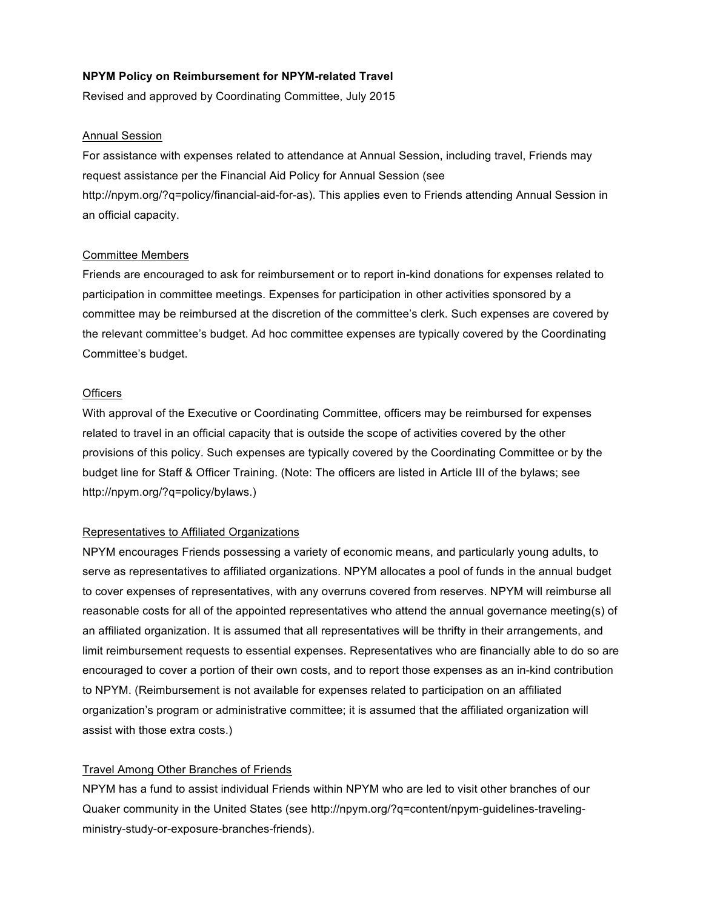**NPYM Policy on Reimbursement for NPYM-related Travel**

Revised and approved by Coordinating Committee, July 2015

Annual Session

For assistance with expenses related to attendance at Annual Session, including travel, Friends may request assistance per the Financial Aid Policy for Annual Session (see http://npym.org/?q=policy/financial-aid-for-as). This applies even to Friends attending Annual Session in an official capacity.

Committee Members

Friends are encouraged to ask for reimbursement or to report in-kind donations for expenses related to participation in committee meetings. Expenses for participation in other activities sponsored by a committee may be reimbursed at the discretion of the committee's clerk. Such expenses are covered by the relevant committee's budget. Ad hoc committee expenses are typically covered by the Coordinating Committee's budget.

Officers

With approval of the Executive or Coordinating Committee, officers may be reimbursed for expenses related to travel in an official capacity that is outside the scope of activities covered by the other provisions of this policy. Such expenses are typically covered by the Coordinating Committee or by the budget line for Staff & Officer Training. (Note: The officers are listed in Article III of the bylaws; see http://npym.org/?q=policy/bylaws.)

Representatives to Affiliated Organizations

NPYM encourages Friends possessing a variety of economic means, and particularly young adults, to serve as representatives to affiliated organizations. NPYM allocates a pool of funds in the annual budget to cover expenses of representatives, with any overruns covered from reserves. NPYM will reimburse all reasonable costs for all of the appointed representatives who attend the annual governance meeting(s) of an affiliated organization. It is assumed that all representatives will be thrifty in their arrangements, and limit reimbursement requests to essential expenses. Representatives who are financially able to do so are encouraged to cover a portion of their own costs, and to report those expenses as an in-kind contribution to NPYM. (Reimbursement is not available for expenses related to participation on an affiliated organization's program or administrative committee; it is assumed that the affiliated organization will assist with those extra costs.)

Travel Among Other Branches of Friends

NPYM has a fund to assist individual Friends within NPYM who are led to visit other branches of our Quaker community in the United States (see http://npym.org/?q=content/npym-guidelines-traveling-ministry-study-or-exposure-branches-friends).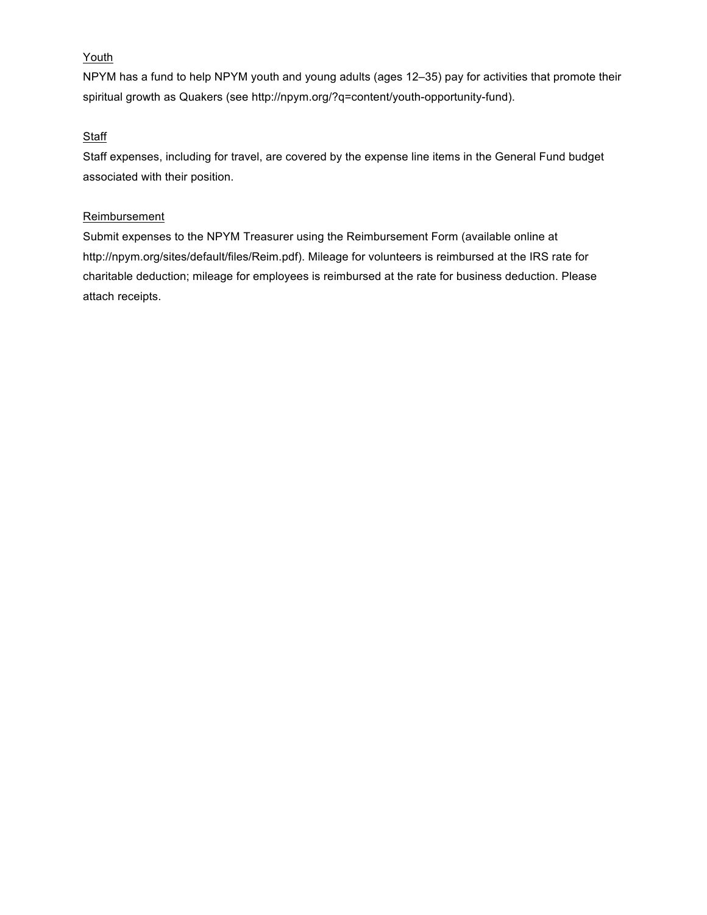<u>Youth</u>

NPYM has a fund to help NPYM youth and young adults (ages 12–35) pay for activities that promote their spiritual growth as Quakers (see http://npym.org/?q=content/youth-opportunity-fund).

<u>Staff</u>

Staff expenses, including for travel, are covered by the expense line items in the General Fund budget associated with their position.

<u>Reimbursement</u>

Submit expenses to the NPYM Treasurer using the Reimbursement Form (available online at http://npym.org/sites/default/files/Reim.pdf). Mileage for volunteers is reimbursed at the IRS rate for charitable deduction; mileage for employees is reimbursed at the rate for business deduction. Please attach receipts.